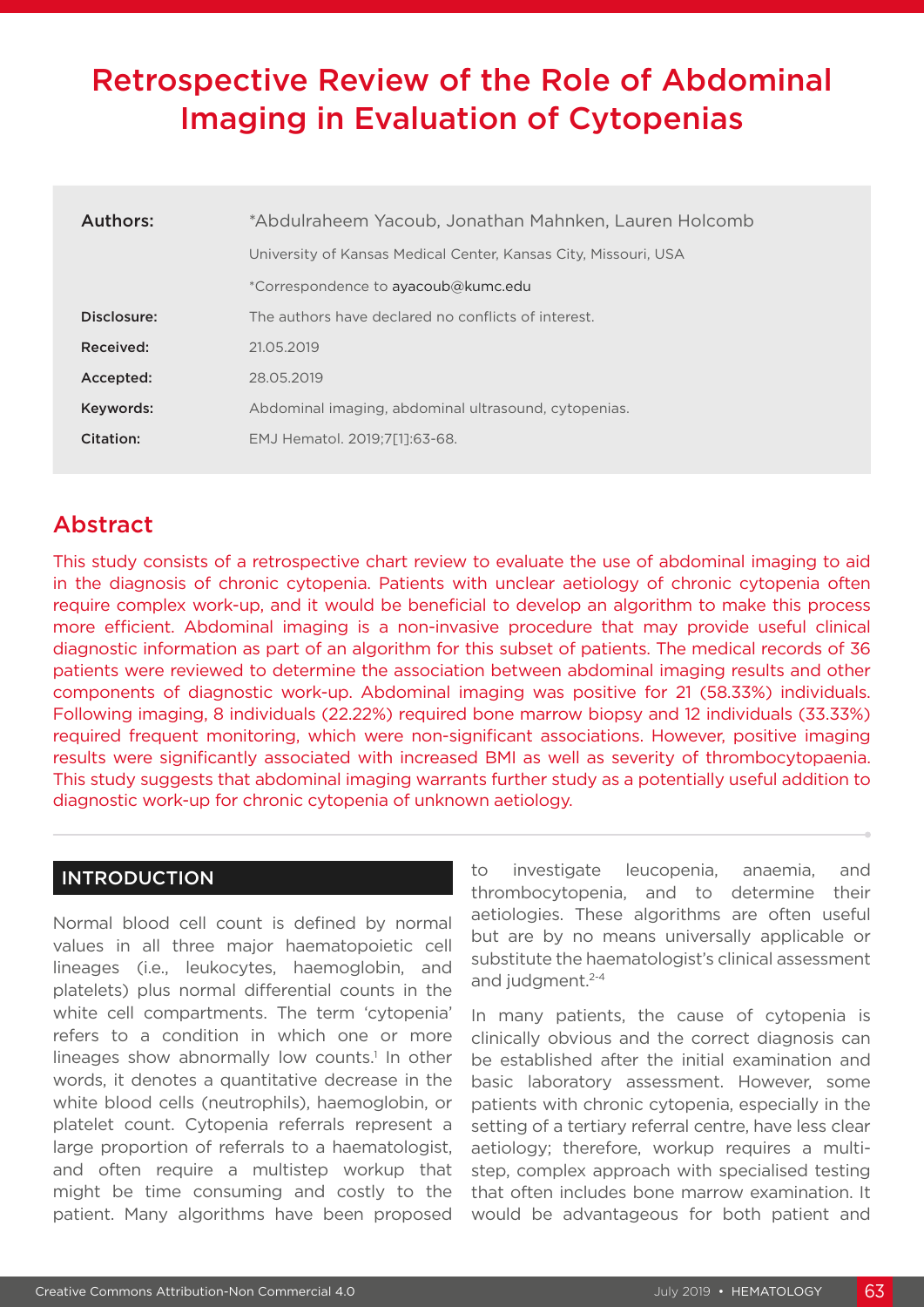# Retrospective Review of the Role of Abdominal Imaging in Evaluation of Cytopenias

| | |
|---|---|
| **Authors:** | *Abdulraheem Yacoub, Jonathan Mahnken, Lauren Holcomb |
| | University of Kansas Medical Center, Kansas City, Missouri, USA |
| | *Correspondence to ayacoub@kumc.edu |
| **Disclosure:** | The authors have declared no conflicts of interest. |
| **Received:** | 21.05.2019 |
| **Accepted:** | 28.05.2019 |
| **Keywords:** | Abdominal imaging, abdominal ultrasound, cytopenias. |
| **Citation:** | EMJ Hematol. 2019;7[1]:63-68. |

## Abstract

This study consists of a retrospective chart review to evaluate the use of abdominal imaging to aid in the diagnosis of chronic cytopenia. Patients with unclear aetiology of chronic cytopenia often require complex work-up, and it would be beneficial to develop an algorithm to make this process more efficient. Abdominal imaging is a non-invasive procedure that may provide useful clinical diagnostic information as part of an algorithm for this subset of patients. The medical records of 36 patients were reviewed to determine the association between abdominal imaging results and other components of diagnostic work-up. Abdominal imaging was positive for 21 (58.33%) individuals. Following imaging, 8 individuals (22.22%) required bone marrow biopsy and 12 individuals (33.33%) required frequent monitoring, which were non-significant associations. However, positive imaging results were significantly associated with increased BMI as well as severity of thrombocytopaenia. This study suggests that abdominal imaging warrants further study as a potentially useful addition to diagnostic work-up for chronic cytopenia of unknown aetiology.

## INTRODUCTION

Normal blood cell count is defined by normal values in all three major haematopoietic cell lineages (i.e., leukocytes, haemoglobin, and platelets) plus normal differential counts in the white cell compartments. The term 'cytopenia' refers to a condition in which one or more lineages show abnormally low counts.[1] In other words, it denotes a quantitative decrease in the white blood cells (neutrophils), haemoglobin, or platelet count. Cytopenia referrals represent a large proportion of referrals to a haematologist, and often require a multistep workup that might be time consuming and costly to the patient. Many algorithms have been proposed to investigate leucopenia, anaemia, and thrombocytopenia, and to determine their aetiologies. These algorithms are often useful but are by no means universally applicable or substitute the haematologist's clinical assessment and judgment.[2-4]

In many patients, the cause of cytopenia is clinically obvious and the correct diagnosis can be established after the initial examination and basic laboratory assessment. However, some patients with chronic cytopenia, especially in the setting of a tertiary referral centre, have less clear aetiology; therefore, workup requires a multi-step, complex approach with specialised testing that often includes bone marrow examination. It would be advantageous for both patient and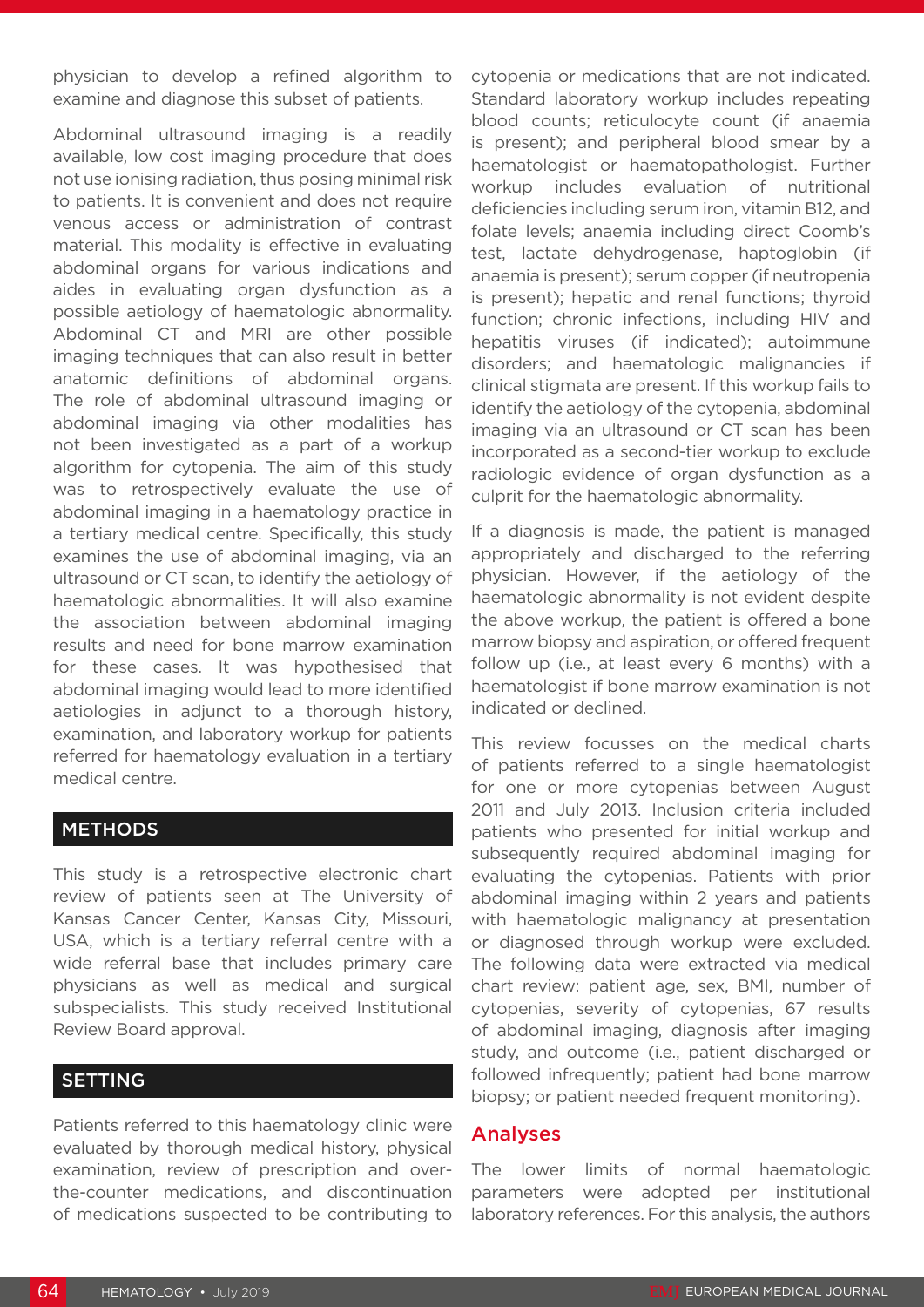physician to develop a refined algorithm to examine and diagnose this subset of patients.

Abdominal ultrasound imaging is a readily available, low cost imaging procedure that does not use ionising radiation, thus posing minimal risk to patients. It is convenient and does not require venous access or administration of contrast material. This modality is effective in evaluating abdominal organs for various indications and aides in evaluating organ dysfunction as a possible aetiology of haematologic abnormality. Abdominal CT and MRI are other possible imaging techniques that can also result in better anatomic definitions of abdominal organs. The role of abdominal ultrasound imaging or abdominal imaging via other modalities has not been investigated as a part of a workup algorithm for cytopenia. The aim of this study was to retrospectively evaluate the use of abdominal imaging in a haematology practice in a tertiary medical centre. Specifically, this study examines the use of abdominal imaging, via an ultrasound or CT scan, to identify the aetiology of haematologic abnormalities. It will also examine the association between abdominal imaging results and need for bone marrow examination for these cases. It was hypothesised that abdominal imaging would lead to more identified aetiologies in adjunct to a thorough history, examination, and laboratory workup for patients referred for haematology evaluation in a tertiary medical centre.

## METHODS

This study is a retrospective electronic chart review of patients seen at The University of Kansas Cancer Center, Kansas City, Missouri, USA, which is a tertiary referral centre with a wide referral base that includes primary care physicians as well as medical and surgical subspecialists. This study received Institutional Review Board approval.

## SETTING

Patients referred to this haematology clinic were evaluated by thorough medical history, physical examination, review of prescription and over-the-counter medications, and discontinuation of medications suspected to be contributing to cytopenia or medications that are not indicated. Standard laboratory workup includes repeating blood counts; reticulocyte count (if anaemia is present); and peripheral blood smear by a haematologist or haematopathologist. Further workup includes evaluation of nutritional deficiencies including serum iron, vitamin B12, and folate levels; anaemia including direct Coomb's test, lactate dehydrogenase, haptoglobin (if anaemia is present); serum copper (if neutropenia is present); hepatic and renal functions; thyroid function; chronic infections, including HIV and hepatitis viruses (if indicated); autoimmune disorders; and haematologic malignancies if clinical stigmata are present. If this workup fails to identify the aetiology of the cytopenia, abdominal imaging via an ultrasound or CT scan has been incorporated as a second-tier workup to exclude radiologic evidence of organ dysfunction as a culprit for the haematologic abnormality.

If a diagnosis is made, the patient is managed appropriately and discharged to the referring physician. However, if the aetiology of the haematologic abnormality is not evident despite the above workup, the patient is offered a bone marrow biopsy and aspiration, or offered frequent follow up (i.e., at least every 6 months) with a haematologist if bone marrow examination is not indicated or declined.

This review focusses on the medical charts of patients referred to a single haematologist for one or more cytopenias between August 2011 and July 2013. Inclusion criteria included patients who presented for initial workup and subsequently required abdominal imaging for evaluating the cytopenias. Patients with prior abdominal imaging within 2 years and patients with haematologic malignancy at presentation or diagnosed through workup were excluded. The following data were extracted via medical chart review: patient age, sex, BMI, number of cytopenias, severity of cytopenias, 67 results of abdominal imaging, diagnosis after imaging study, and outcome (i.e., patient discharged or followed infrequently; patient had bone marrow biopsy; or patient needed frequent monitoring).

### Analyses

The lower limits of normal haematologic parameters were adopted per institutional laboratory references. For this analysis, the authors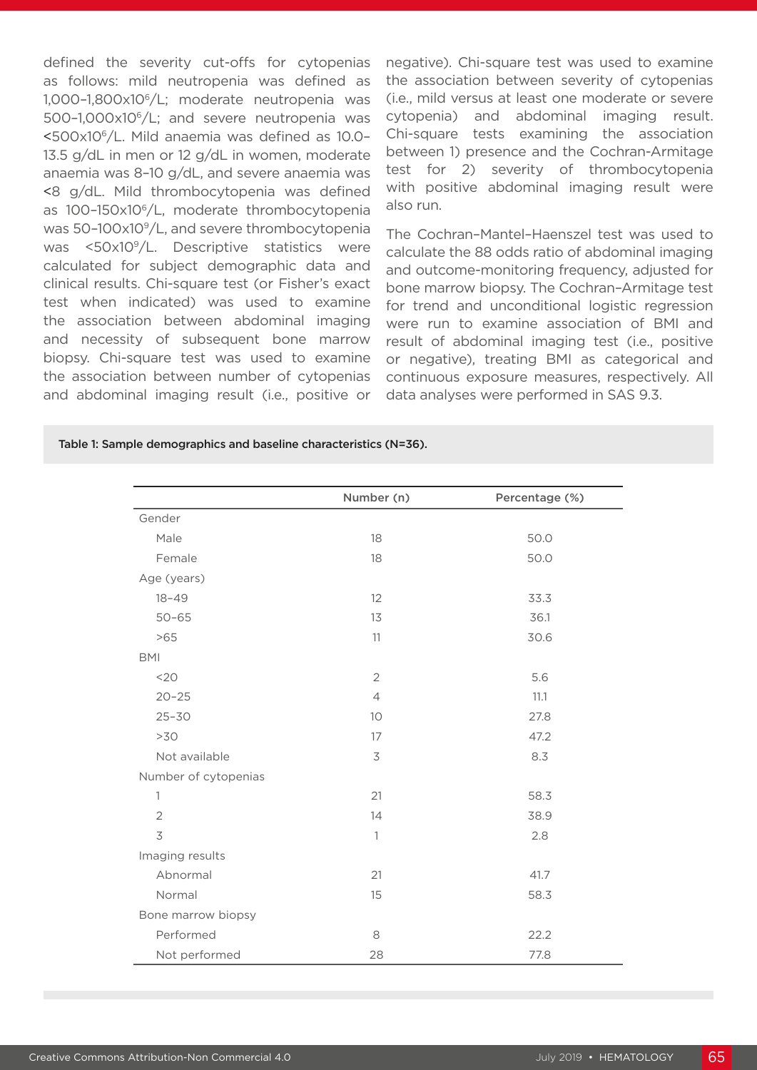defined the severity cut-offs for cytopenias as follows: mild neutropenia was defined as 1,000–1,800x$10^6$/L; moderate neutropenia was 500–1,000x$10^6$/L; and severe neutropenia was <500x$10^6$/L. Mild anaemia was defined as 10.0–13.5 g/dL in men or 12 g/dL in women, moderate anaemia was 8–10 g/dL, and severe anaemia was <8 g/dL. Mild thrombocytopenia was defined as 100–150x$10^6$/L, moderate thrombocytopenia was 50–100x$10^9$/L, and severe thrombocytopenia was <50x$10^9$/L. Descriptive statistics were calculated for subject demographic data and clinical results. Chi-square test (or Fisher's exact test when indicated) was used to examine the association between abdominal imaging and necessity of subsequent bone marrow biopsy. Chi-square test was used to examine the association between number of cytopenias and abdominal imaging result (i.e., positive or negative). Chi-square test was used to examine the association between severity of cytopenias (i.e., mild versus at least one moderate or severe cytopenia) and abdominal imaging result. Chi-square tests examining the association between 1) presence and the Cochran-Armitage test for 2) severity of thrombocytopenia with positive abdominal imaging result were also run.

The Cochran–Mantel–Haenszel test was used to calculate the 88 odds ratio of abdominal imaging and outcome-monitoring frequency, adjusted for bone marrow biopsy. The Cochran–Armitage test for trend and unconditional logistic regression were run to examine association of BMI and result of abdominal imaging test (i.e., positive or negative), treating BMI as categorical and continuous exposure measures, respectively. All data analyses were performed in SAS 9.3.

**Table 1: Sample demographics and baseline characteristics (N=36).**

| | Number (n) | Percentage (%) |
|---|---|---|
| Gender | | |
| Male | 18 | 50.0 |
| Female | 18 | 50.0 |
| Age (years) | | |
| 18–49 | 12 | 33.3 |
| 50–65 | 13 | 36.1 |
| >65 | 11 | 30.6 |
| BMI | | |
| <20 | 2 | 5.6 |
| 20–25 | 4 | 11.1 |
| 25–30 | 10 | 27.8 |
| >30 | 17 | 47.2 |
| Not available | 3 | 8.3 |
| Number of cytopenias | | |
| 1 | 21 | 58.3 |
| 2 | 14 | 38.9 |
| 3 | 1 | 2.8 |
| Imaging results | | |
| Abnormal | 21 | 41.7 |
| Normal | 15 | 58.3 |
| Bone marrow biopsy | | |
| Performed | 8 | 22.2 |
| Not performed | 28 | 77.8 |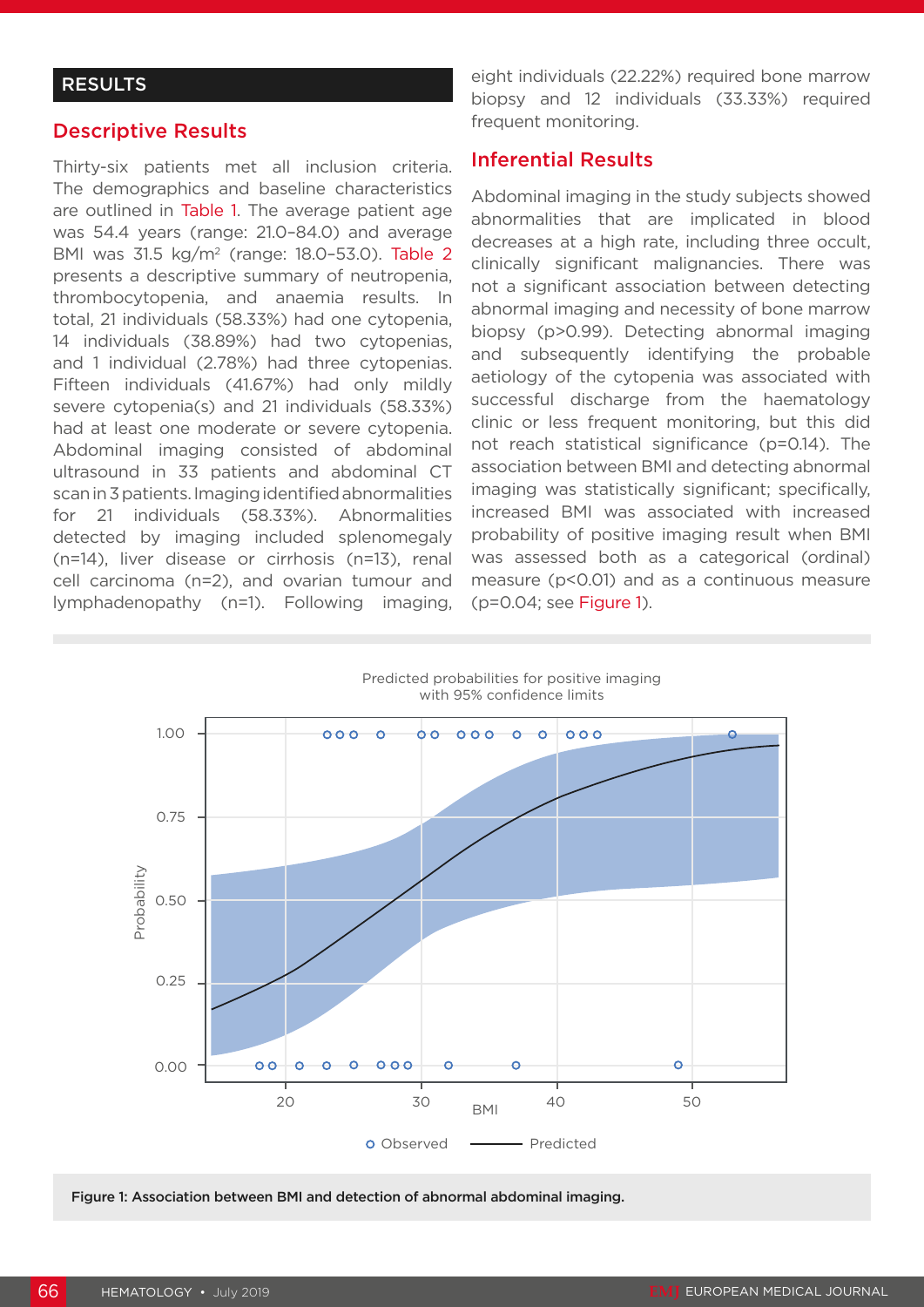## RESULTS

### Descriptive Results

Thirty-six patients met all inclusion criteria. The demographics and baseline characteristics are outlined in Table 1. The average patient age was 54.4 years (range: 21.0–84.0) and average BMI was 31.5 kg/m$^2$ (range: 18.0–53.0). Table 2 presents a descriptive summary of neutropenia, thrombocytopenia, and anaemia results. In total, 21 individuals (58.33%) had one cytopenia, 14 individuals (38.89%) had two cytopenias, and 1 individual (2.78%) had three cytopenias. Fifteen individuals (41.67%) had only mildly severe cytopenia(s) and 21 individuals (58.33%) had at least one moderate or severe cytopenia. Abdominal imaging consisted of abdominal ultrasound in 33 patients and abdominal CT scan in 3 patients. Imaging identified abnormalities for 21 individuals (58.33%). Abnormalities detected by imaging included splenomegaly (n=14), liver disease or cirrhosis (n=13), renal cell carcinoma (n=2), and ovarian tumour and lymphadenopathy (n=1). Following imaging, eight individuals (22.22%) required bone marrow biopsy and 12 individuals (33.33%) required frequent monitoring.

### Inferential Results

Abdominal imaging in the study subjects showed abnormalities that are implicated in blood decreases at a high rate, including three occult, clinically significant malignancies. There was not a significant association between detecting abnormal imaging and necessity of bone marrow biopsy ($p>0.99$). Detecting abnormal imaging and subsequently identifying the probable aetiology of the cytopenia was associated with successful discharge from the haematology clinic or less frequent monitoring, but this did not reach statistical significance ($p=0.14$). The association between BMI and detecting abnormal imaging was statistically significant; specifically, increased BMI was associated with increased probability of positive imaging result when BMI was assessed both as a categorical (ordinal) measure ($p<0.01$) and as a continuous measure ($p=0.04$; see Figure 1).

**Figure 1: Association between BMI and detection of abnormal abdominal imaging.**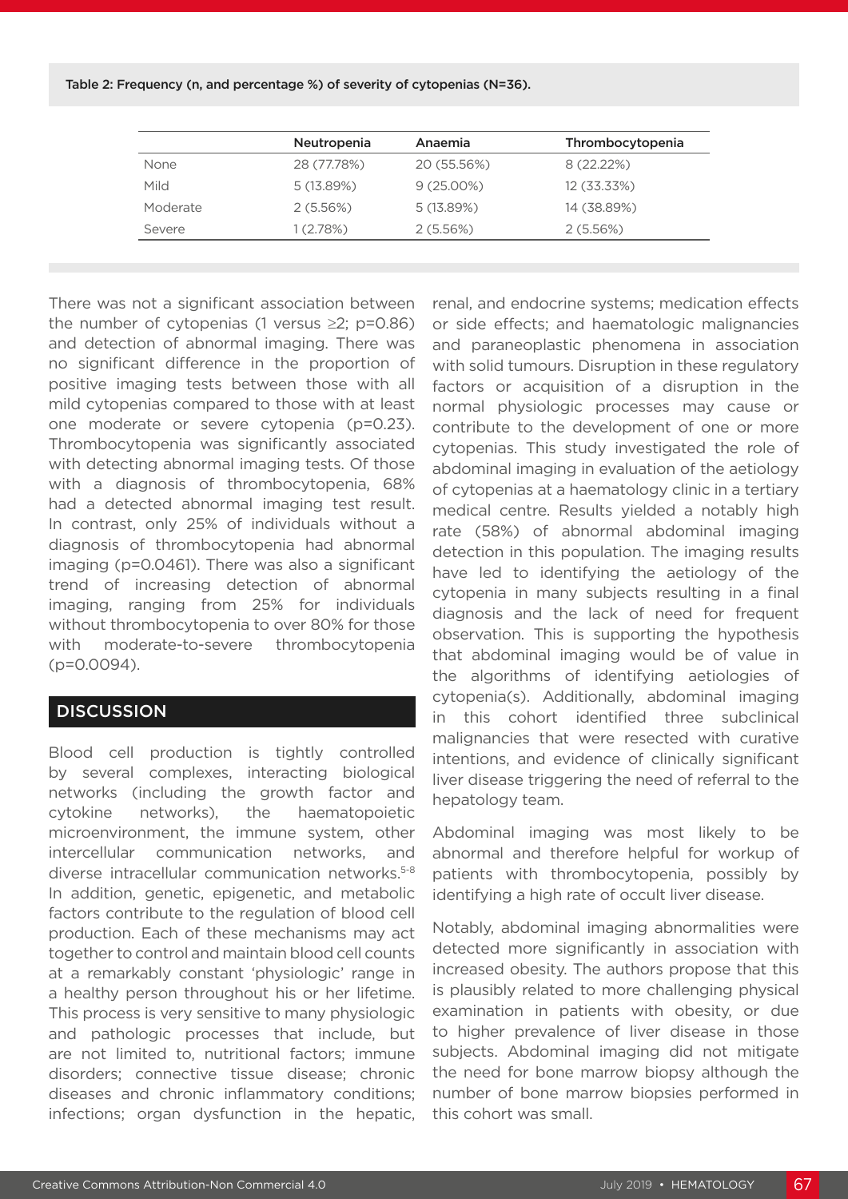Table 2: Frequency (n, and percentage %) of severity of cytopenias (N=36).

| | Neutropenia | Anaemia | Thrombocytopenia |
|---|---|---|---|
| None | 28 (77.78%) | 20 (55.56%) | 8 (22.22%) |
| Mild | 5 (13.89%) | 9 (25.00%) | 12 (33.33%) |
| Moderate | 2 (5.56%) | 5 (13.89%) | 14 (38.89%) |
| Severe | 1 (2.78%) | 2 (5.56%) | 2 (5.56%) |

There was not a significant association between the number of cytopenias (1 versus ≥2; p=0.86) and detection of abnormal imaging. There was no significant difference in the proportion of positive imaging tests between those with all mild cytopenias compared to those with at least one moderate or severe cytopenia (p=0.23). Thrombocytopenia was significantly associated with detecting abnormal imaging tests. Of those with a diagnosis of thrombocytopenia, 68% had a detected abnormal imaging test result. In contrast, only 25% of individuals without a diagnosis of thrombocytopenia had abnormal imaging (p=0.0461). There was also a significant trend of increasing detection of abnormal imaging, ranging from 25% for individuals without thrombocytopenia to over 80% for those with moderate-to-severe thrombocytopenia (p=0.0094).

## DISCUSSION

Blood cell production is tightly controlled by several complexes, interacting biological networks (including the growth factor and cytokine networks), the haematopoietic microenvironment, the immune system, other intercellular communication networks, and diverse intracellular communication networks.[5-8] In addition, genetic, epigenetic, and metabolic factors contribute to the regulation of blood cell production. Each of these mechanisms may act together to control and maintain blood cell counts at a remarkably constant 'physiologic' range in a healthy person throughout his or her lifetime. This process is very sensitive to many physiologic and pathologic processes that include, but are not limited to, nutritional factors; immune disorders; connective tissue disease; chronic diseases and chronic inflammatory conditions; infections; organ dysfunction in the hepatic, renal, and endocrine systems; medication effects or side effects; and haematologic malignancies and paraneoplastic phenomena in association with solid tumours. Disruption in these regulatory factors or acquisition of a disruption in the normal physiologic processes may cause or contribute to the development of one or more cytopenias. This study investigated the role of abdominal imaging in evaluation of the aetiology of cytopenias at a haematology clinic in a tertiary medical centre. Results yielded a notably high rate (58%) of abnormal abdominal imaging detection in this population. The imaging results have led to identifying the aetiology of the cytopenia in many subjects resulting in a final diagnosis and the lack of need for frequent observation. This is supporting the hypothesis that abdominal imaging would be of value in the algorithms of identifying aetiologies of cytopenia(s). Additionally, abdominal imaging in this cohort identified three subclinical malignancies that were resected with curative intentions, and evidence of clinically significant liver disease triggering the need of referral to the hepatology team.

Abdominal imaging was most likely to be abnormal and therefore helpful for workup of patients with thrombocytopenia, possibly by identifying a high rate of occult liver disease.

Notably, abdominal imaging abnormalities were detected more significantly in association with increased obesity. The authors propose that this is plausibly related to more challenging physical examination in patients with obesity, or due to higher prevalence of liver disease in those subjects. Abdominal imaging did not mitigate the need for bone marrow biopsy although the number of bone marrow biopsies performed in this cohort was small.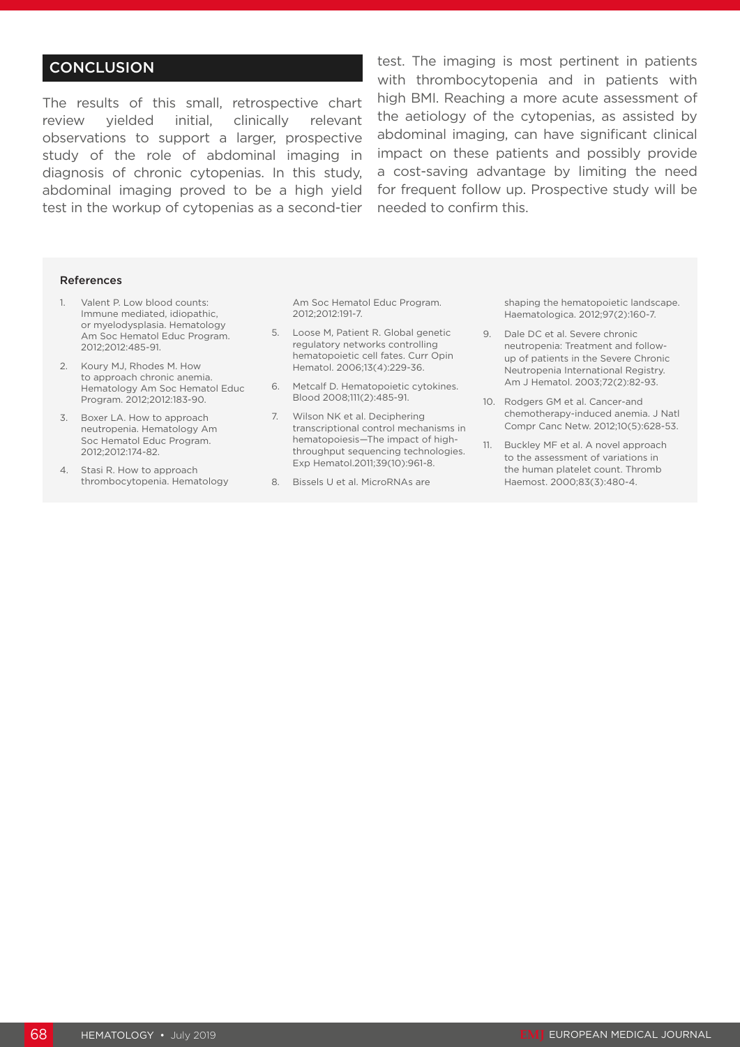## CONCLUSION

The results of this small, retrospective chart review yielded initial, clinically relevant observations to support a larger, prospective study of the role of abdominal imaging in diagnosis of chronic cytopenias. In this study, abdominal imaging proved to be a high yield test in the workup of cytopenias as a second-tier test. The imaging is most pertinent in patients with thrombocytopenia and in patients with high BMI. Reaching a more acute assessment of the aetiology of the cytopenias, as assisted by abdominal imaging, can have significant clinical impact on these patients and possibly provide a cost-saving advantage by limiting the need for frequent follow up. Prospective study will be needed to confirm this.

### References

1. Valent P. Low blood counts: Immune mediated, idiopathic, or myelodysplasia. Hematology Am Soc Hematol Educ Program. 2012;2012:485-91.
2. Koury MJ, Rhodes M. How to approach chronic anemia. Hematology Am Soc Hematol Educ Program. 2012;2012:183-90.
3. Boxer LA. How to approach neutropenia. Hematology Am Soc Hematol Educ Program. 2012;2012:174-82.
4. Stasi R. How to approach thrombocytopenia. Hematology Am Soc Hematol Educ Program. 2012;2012:191-7.
5. Loose M, Patient R. Global genetic regulatory networks controlling hematopoietic cell fates. Curr Opin Hematol. 2006;13(4):229-36.
6. Metcalf D. Hematopoietic cytokines. Blood 2008;111(2):485-91.
7. Wilson NK et al. Deciphering transcriptional control mechanisms in hematopoiesis—The impact of high-throughput sequencing technologies. Exp Hematol.2011;39(10):961-8.
8. Bissels U et al. MicroRNAs are shaping the hematopoietic landscape. Haematologica. 2012;97(2):160-7.
9. Dale DC et al. Severe chronic neutropenia: Treatment and follow-up of patients in the Severe Chronic Neutropenia International Registry. Am J Hematol. 2003;72(2):82-93.
10. Rodgers GM et al. Cancer-and chemotherapy-induced anemia. J Natl Compr Canc Netw. 2012;10(5):628-53.
11. Buckley MF et al. A novel approach to the assessment of variations in the human platelet count. Thromb Haemost. 2000;83(3):480-4.